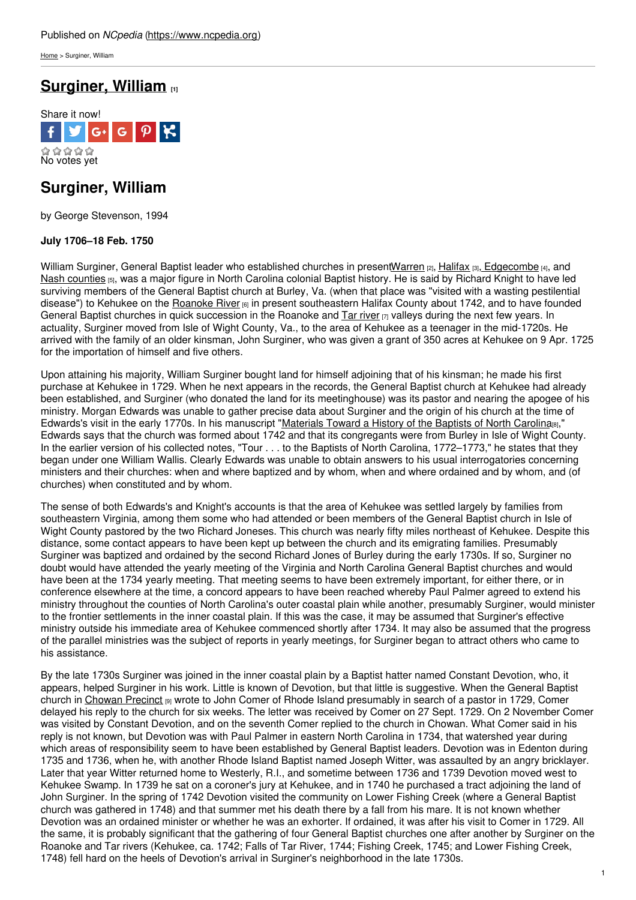Published on *NCpedia* (https://www.ncpedia.org)

Home > Surginer, William

# Surginer, William [1]

Share it now!

No votes yet

## Surginer, William

by George Stevenson, 1994

**July 1706–18 Feb. 1750**

William Surginer, General Baptist leader who established churches in presentWarren [2], Halifax [3], Edgecombe [4], and Nash counties [5], was a major figure in North Carolina colonial Baptist history. He is said by Richard Knight to have led surviving members of the General Baptist church at Burley, Va. (when that place was "visited with a wasting pestilential disease") to Kehukee on the Roanoke River [6] in present southeastern Halifax County about 1742, and to have founded General Baptist churches in quick succession in the Roanoke and Tar river [7] valleys during the next few years. In actuality, Surginer moved from Isle of Wight County, Va., to the area of Kehukee as a teenager in the mid-1720s. He arrived with the family of an older kinsman, John Surginer, who was given a grant of 350 acres at Kehukee on 9 Apr. 1725 for the importation of himself and five others.

Upon attaining his majority, William Surginer bought land for himself adjoining that of his kinsman; he made his first purchase at Kehukee in 1729. When he next appears in the records, the General Baptist church at Kehukee had already been established, and Surginer (who donated the land for its meetinghouse) was its pastor and nearing the apogee of his ministry. Morgan Edwards was unable to gather precise data about Surginer and the origin of his church at the time of Edwards's visit in the early 1770s. In his manuscript "Materials Toward a History of the Baptists of North Carolina[8]," Edwards says that the church was formed about 1742 and that its congregants were from Burley in Isle of Wight County. In the earlier version of his collected notes, "Tour . . . to the Baptists of North Carolina, 1772–1773," he states that they began under one William Wallis. Clearly Edwards was unable to obtain answers to his usual interrogatories concerning ministers and their churches: when and where baptized and by whom, when and where ordained and by whom, and (of churches) when constituted and by whom.

The sense of both Edwards's and Knight's accounts is that the area of Kehukee was settled largely by families from southeastern Virginia, among them some who had attended or been members of the General Baptist church in Isle of Wight County pastored by the two Richard Joneses. This church was nearly fifty miles northeast of Kehukee. Despite this distance, some contact appears to have been kept up between the church and its emigrating families. Presumably Surginer was baptized and ordained by the second Richard Jones of Burley during the early 1730s. If so, Surginer no doubt would have attended the yearly meeting of the Virginia and North Carolina General Baptist churches and would have been at the 1734 yearly meeting. That meeting seems to have been extremely important, for either there, or in conference elsewhere at the time, a concord appears to have been reached whereby Paul Palmer agreed to extend his ministry throughout the counties of North Carolina's outer coastal plain while another, presumably Surginer, would minister to the frontier settlements in the inner coastal plain. If this was the case, it may be assumed that Surginer's effective ministry outside his immediate area of Kehukee commenced shortly after 1734. It may also be assumed that the progress of the parallel ministries was the subject of reports in yearly meetings, for Surginer began to attract others who came to his assistance.

By the late 1730s Surginer was joined in the inner coastal plain by a Baptist hatter named Constant Devotion, who, it appears, helped Surginer in his work. Little is known of Devotion, but that little is suggestive. When the General Baptist church in Chowan Precinct [9] wrote to John Comer of Rhode Island presumably in search of a pastor in 1729, Comer delayed his reply to the church for six weeks. The letter was received by Comer on 27 Sept. 1729. On 2 November Comer was visited by Constant Devotion, and on the seventh Comer replied to the church in Chowan. What Comer said in his reply is not known, but Devotion was with Paul Palmer in eastern North Carolina in 1734, that watershed year during which areas of responsibility seem to have been established by General Baptist leaders. Devotion was in Edenton during 1735 and 1736, when he, with another Rhode Island Baptist named Joseph Witter, was assaulted by an angry bricklayer. Later that year Witter returned home to Westerly, R.I., and sometime between 1736 and 1739 Devotion moved west to Kehukee Swamp. In 1739 he sat on a coroner's jury at Kehukee, and in 1740 he purchased a tract adjoining the land of John Surginer. In the spring of 1742 Devotion visited the community on Lower Fishing Creek (where a General Baptist church was gathered in 1748) and that summer met his death there by a fall from his mare. It is not known whether Devotion was an ordained minister or whether he was an exhorter. If ordained, it was after his visit to Comer in 1729. All the same, it is probably significant that the gathering of four General Baptist churches one after another by Surginer on the Roanoke and Tar rivers (Kehukee, ca. 1742; Falls of Tar River, 1744; Fishing Creek, 1745; and Lower Fishing Creek, 1748) fell hard on the heels of Devotion's arrival in Surginer's neighborhood in the late 1730s.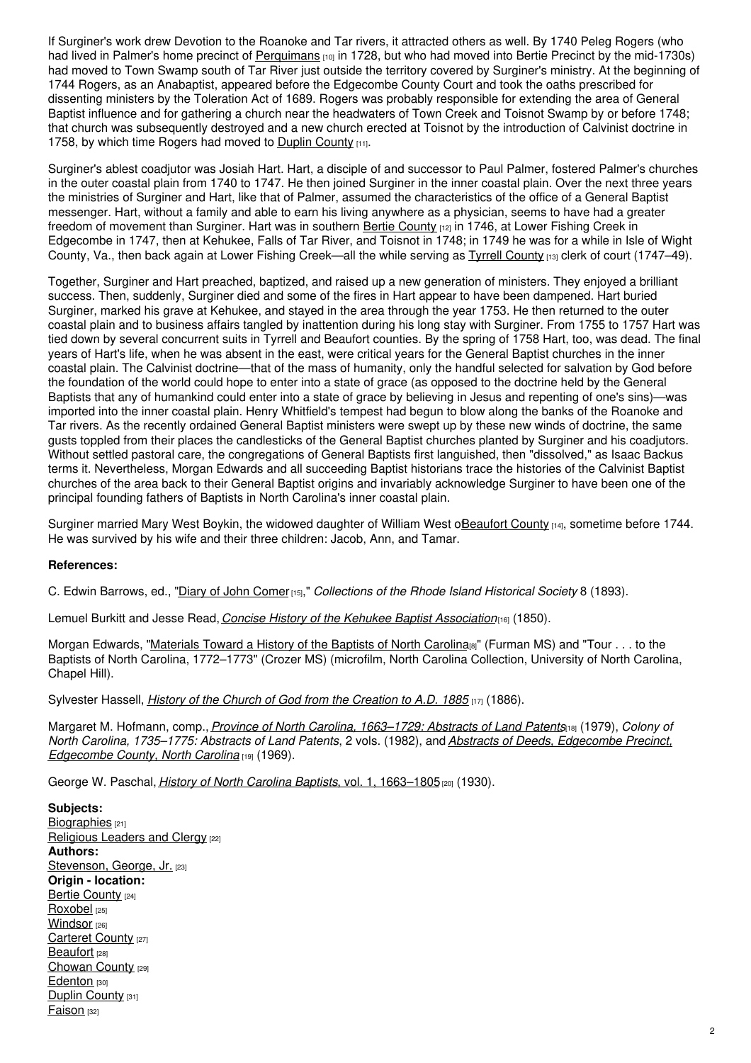If Surginer's work drew Devotion to the Roanoke and Tar rivers, it attracted others as well. By 1740 Peleg Rogers (who had lived in Palmer's home precinct of Perquimans [10] in 1728, but who had moved into Bertie Precinct by the mid-1730s) had moved to Town Swamp south of Tar River just outside the territory covered by Surginer's ministry. At the beginning of 1744 Rogers, as an Anabaptist, appeared before the Edgecombe County Court and took the oaths prescribed for dissenting ministers by the Toleration Act of 1689. Rogers was probably responsible for extending the area of General Baptist influence and for gathering a church near the headwaters of Town Creek and Toisnot Swamp by or before 1748; that church was subsequently destroyed and a new church erected at Toisnot by the introduction of Calvinist doctrine in 1758, by which time Rogers had moved to Duplin County [11].

Surginer's ablest coadjutor was Josiah Hart. Hart, a disciple of and successor to Paul Palmer, fostered Palmer's churches in the outer coastal plain from 1740 to 1747. He then joined Surginer in the inner coastal plain. Over the next three years the ministries of Surginer and Hart, like that of Palmer, assumed the characteristics of the office of a General Baptist messenger. Hart, without a family and able to earn his living anywhere as a physician, seems to have had a greater freedom of movement than Surginer. Hart was in southern Bertie County [12] in 1746, at Lower Fishing Creek in Edgecombe in 1747, then at Kehukee, Falls of Tar River, and Toisnot in 1748; in 1749 he was for a while in Isle of Wight County, Va., then back again at Lower Fishing Creek—all the while serving as Tyrrell County [13] clerk of court (1747–49).

Together, Surginer and Hart preached, baptized, and raised up a new generation of ministers. They enjoyed a brilliant success. Then, suddenly, Surginer died and some of the fires in Hart appear to have been dampened. Hart buried Surginer, marked his grave at Kehukee, and stayed in the area through the year 1753. He then returned to the outer coastal plain and to business affairs tangled by inattention during his long stay with Surginer. From 1755 to 1757 Hart was tied down by several concurrent suits in Tyrrell and Beaufort counties. By the spring of 1758 Hart, too, was dead. The final years of Hart's life, when he was absent in the east, were critical years for the General Baptist churches in the inner coastal plain. The Calvinist doctrine—that of the mass of humanity, only the handful selected for salvation by God before the foundation of the world could hope to enter into a state of grace (as opposed to the doctrine held by the General Baptists that any of humankind could enter into a state of grace by believing in Jesus and repenting of one's sins)—was imported into the inner coastal plain. Henry Whitfield's tempest had begun to blow along the banks of the Roanoke and Tar rivers. As the recently ordained General Baptist ministers were swept up by these new winds of doctrine, the same gusts toppled from their places the candlesticks of the General Baptist churches planted by Surginer and his coadjutors. Without settled pastoral care, the congregations of General Baptists first languished, then "dissolved," as Isaac Backus terms it. Nevertheless, Morgan Edwards and all succeeding Baptist historians trace the histories of the Calvinist Baptist churches of the area back to their General Baptist origins and invariably acknowledge Surginer to have been one of the principal founding fathers of Baptists in North Carolina's inner coastal plain.

Surginer married Mary West Boykin, the widowed daughter of William West oBeaufort County [14], sometime before 1744. He was survived by his wife and their three children: Jacob, Ann, and Tamar.

**References:**

C. Edwin Barrows, ed., "Diary of John Comer [15]," *Collections of the Rhode Island Historical Society* 8 (1893).

Lemuel Burkitt and Jesse Read, *Concise History of the Kehukee Baptist Association* [16] (1850).

Morgan Edwards, "Materials Toward a History of the Baptists of North Carolina [8]" (Furman MS) and "Tour . . . to the Baptists of North Carolina, 1772–1773" (Crozer MS) (microfilm, North Carolina Collection, University of North Carolina, Chapel Hill).

Sylvester Hassell, *History of the Church of God from the Creation to A.D. 1885* [17] (1886).

Margaret M. Hofmann, comp., *Province of North Carolina, 1663–1729: Abstracts of Land Patents* [18] (1979), *Colony of North Carolina, 1735–1775: Abstracts of Land Patents*, 2 vols. (1982), and *Abstracts of Deeds, Edgecombe Precinct, Edgecombe County, North Carolina* [19] (1969).

George W. Paschal, *History of North Carolina Baptists*, vol. 1, 1663–1805 [20] (1930).

**Subjects:**
Biographies [21]
Religious Leaders and Clergy [22]
**Authors:**
Stevenson, George, Jr. [23]
**Origin - location:**
Bertie County [24]
Roxobel [25]
Windsor [26]
Carteret County [27]
Beaufort [28]
Chowan County [29]
Edenton [30]
Duplin County [31]
Faison [32]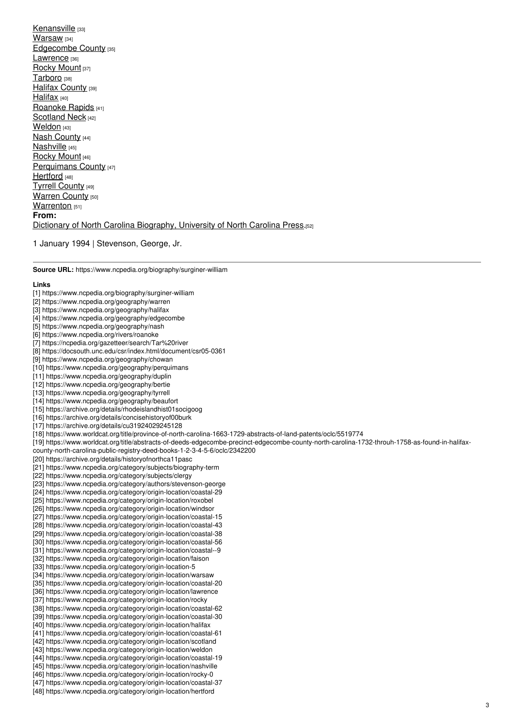Kenansville [33]
Warsaw [34]
Edgecombe County [35]
Lawrence [36]
Rocky Mount [37]
Tarboro [38]
Halifax County [39]
Halifax [40]
Roanoke Rapids [41]
Scotland Neck [42]
Weldon [43]
Nash County [44]
Nashville [45]
Rocky Mount [46]
Perquimans County [47]
Hertford [48]
Tyrrell County [49]
Warren County [50]
Warrenton [51]

**From:**
Dictionary of North Carolina Biography, University of North Carolina Press.[52]

1 January 1994 | Stevenson, George, Jr.

---

**Source URL:** https://www.ncpedia.org/biography/surginer-william

**Links**

[1] https://www.ncpedia.org/biography/surginer-william
[2] https://www.ncpedia.org/geography/warren
[3] https://www.ncpedia.org/geography/halifax
[4] https://www.ncpedia.org/geography/edgecombe
[5] https://www.ncpedia.org/geography/nash
[6] https://www.ncpedia.org/rivers/roanoke
[7] https://ncpedia.org/gazetteer/search/Tar%20river
[8] https://docsouth.unc.edu/csr/index.html/document/csr05-0361
[9] https://www.ncpedia.org/geography/chowan
[10] https://www.ncpedia.org/geography/perquimans
[11] https://www.ncpedia.org/geography/duplin
[12] https://www.ncpedia.org/geography/bertie
[13] https://www.ncpedia.org/geography/tyrrell
[14] https://www.ncpedia.org/geography/beaufort
[15] https://archive.org/details/rhodeislandhist01socigoog
[16] https://archive.org/details/concisehistoryof00burk
[17] https://archive.org/details/cu31924029245128
[18] https://www.worldcat.org/title/province-of-north-carolina-1663-1729-abstracts-of-land-patents/oclc/5519774
[19] https://www.worldcat.org/title/abstracts-of-deeds-edgecombe-precinct-edgecombe-county-north-carolina-1732-throuh-1758-as-found-in-halifax-county-north-carolina-public-registry-deed-books-1-2-3-4-5-6/oclc/2342200
[20] https://archive.org/details/historyofnorthca11pasc
[21] https://www.ncpedia.org/category/subjects/biography-term
[22] https://www.ncpedia.org/category/subjects/clergy
[23] https://www.ncpedia.org/category/authors/stevenson-george
[24] https://www.ncpedia.org/category/origin-location/coastal-29
[25] https://www.ncpedia.org/category/origin-location/roxobel
[26] https://www.ncpedia.org/category/origin-location/windsor
[27] https://www.ncpedia.org/category/origin-location/coastal-15
[28] https://www.ncpedia.org/category/origin-location/coastal-43
[29] https://www.ncpedia.org/category/origin-location/coastal-38
[30] https://www.ncpedia.org/category/origin-location/coastal-56
[31] https://www.ncpedia.org/category/origin-location/coastal--9
[32] https://www.ncpedia.org/category/origin-location/faison
[33] https://www.ncpedia.org/category/origin-location-5
[34] https://www.ncpedia.org/category/origin-location/warsaw
[35] https://www.ncpedia.org/category/origin-location/coastal-20
[36] https://www.ncpedia.org/category/origin-location/lawrence
[37] https://www.ncpedia.org/category/origin-location/rocky
[38] https://www.ncpedia.org/category/origin-location/coastal-62
[39] https://www.ncpedia.org/category/origin-location/coastal-30
[40] https://www.ncpedia.org/category/origin-location/halifax
[41] https://www.ncpedia.org/category/origin-location/coastal-61
[42] https://www.ncpedia.org/category/origin-location/scotland
[43] https://www.ncpedia.org/category/origin-location/weldon
[44] https://www.ncpedia.org/category/origin-location/coastal-19
[45] https://www.ncpedia.org/category/origin-location/nashville
[46] https://www.ncpedia.org/category/origin-location/rocky-0
[47] https://www.ncpedia.org/category/origin-location/coastal-37
[48] https://www.ncpedia.org/category/origin-location/hertford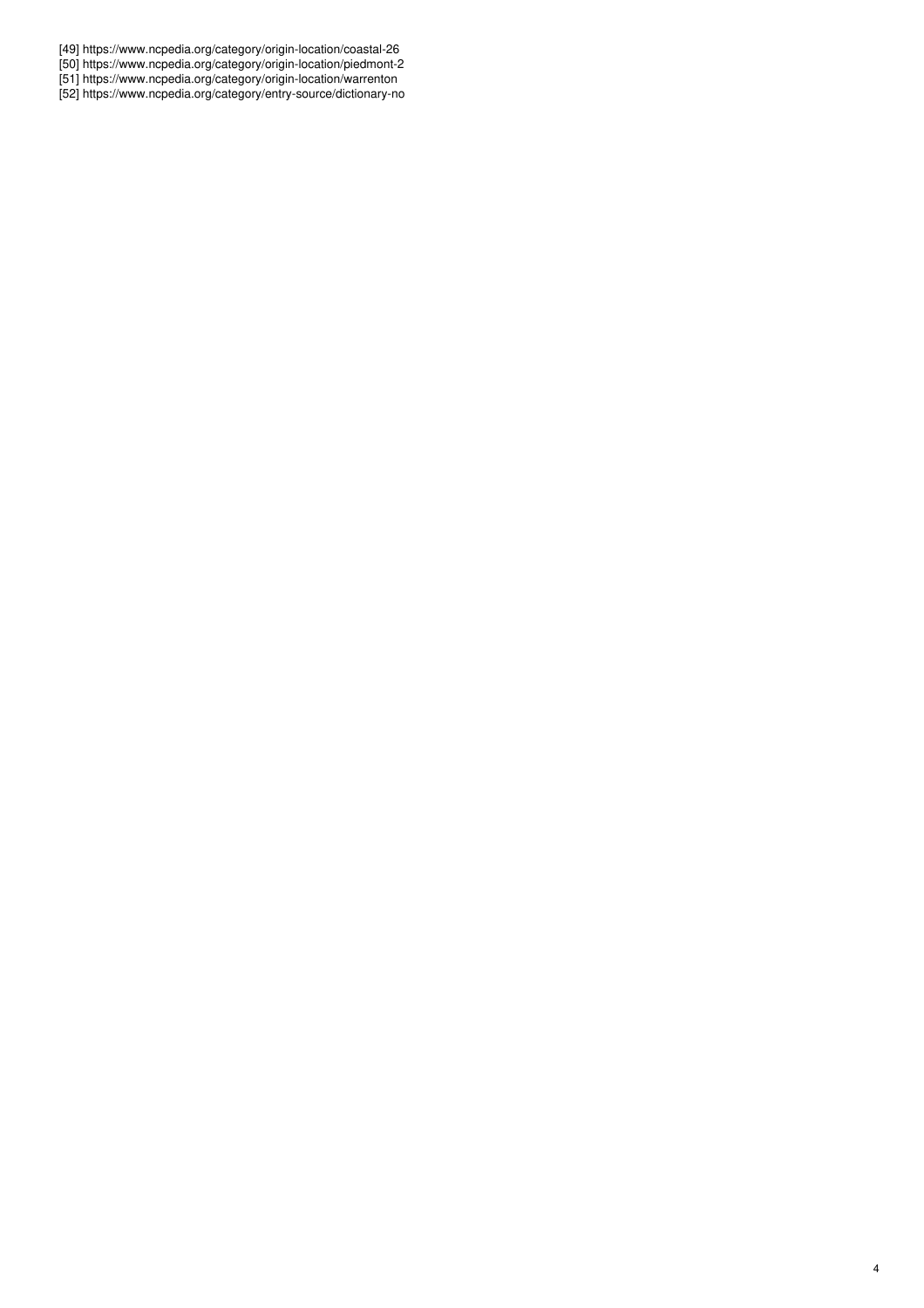[49] https://www.ncpedia.org/category/origin-location/coastal-26
[50] https://www.ncpedia.org/category/origin-location/piedmont-2
[51] https://www.ncpedia.org/category/origin-location/warrenton
[52] https://www.ncpedia.org/category/entry-source/dictionary-no